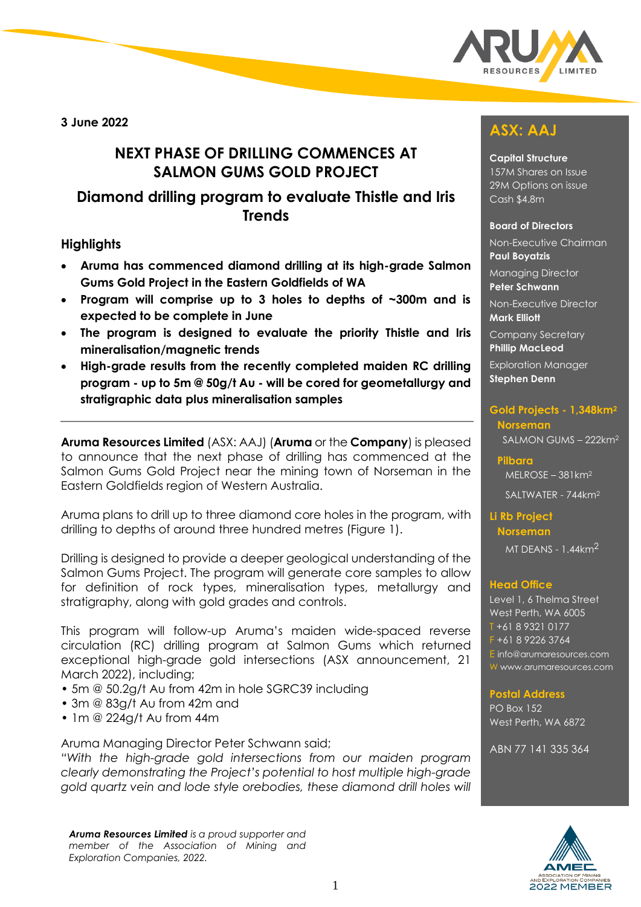3 June 2022

# NEXT PHASE OF DRILLING COMMENCES AT SALMON GUMS GOLD PROJECT

## Diamond drilling program to evaluate Thistle and Iris Trends

### Highlights

- **Aruma has commenced diamond drilling at its high-grade Salmon Gums Gold Project in the Eastern Goldfields of WA**
- **Program will comprise up to 3 holes to depths of ~300m and is expected to be complete in June**
- **The program is designed to evaluate the priority Thistle and Iris mineralisation/magnetic trends**
- **High-grade results from the recently completed maiden RC drilling program - up to 5m @ 50g/t Au - will be cored for geometallurgy and stratigraphic data plus mineralisation samples**

---

**Aruma Resources Limited** (ASX: AAJ) (**Aruma** or the **Company**) is pleased to announce that the next phase of drilling has commenced at the Salmon Gums Gold Project near the mining town of Norseman in the Eastern Goldfields region of Western Australia.

Aruma plans to drill up to three diamond core holes in the program, with drilling to depths of around three hundred metres (Figure 1).

Drilling is designed to provide a deeper geological understanding of the Salmon Gums Project. The program will generate core samples to allow for definition of rock types, mineralisation types, metallurgy and stratigraphy, along with gold grades and controls.

This program will follow-up Aruma's maiden wide-spaced reverse circulation (RC) drilling program at Salmon Gums which returned exceptional high-grade gold intersections (ASX announcement, 21 March 2022), including;

- 5m @ 50.2g/t Au from 42m in hole SGRC39 including
- 3m @ 83g/t Au from 42m and
- 1m @ 224g/t Au from 44m

Aruma Managing Director Peter Schwann said;

*"With the high-grade gold intersections from our maiden program clearly demonstrating the Project's potential to host multiple high-grade gold quartz vein and lode style orebodies, these diamond drill holes will*

## ASX: AAJ

**Capital Structure**
157M Shares on Issue
29M Options on issue
Cash $4.8m

**Board of Directors**

Non-Executive Chairman
**Paul Boyatzis**

Managing Director
**Peter Schwann**

Non-Executive Director
**Mark Elliott**

Company Secretary
**Phillip MacLeod**

Exploration Manager
**Stephen Denn**

**Gold Projects - 1,348km²**

**Norseman**
SALMON GUMS – 222km²

**Pilbara**
MELROSE – 381km²
SALTWATER - 744km²

**Li Rb Project**

**Norseman**
MT DEANS - 1.44km²

**Head Office**
Level 1, 6 Thelma Street
West Perth, WA 6005
T +61 8 9321 0177
F +61 8 9226 3764
E info@arumaresources.com
W www.arumaresources.com

**Postal Address**
PO Box 152
West Perth, WA 6872

ABN 77 141 335 364

***Aruma Resources Limited** is a proud supporter and member of the Association of Mining and Exploration Companies, 2022.*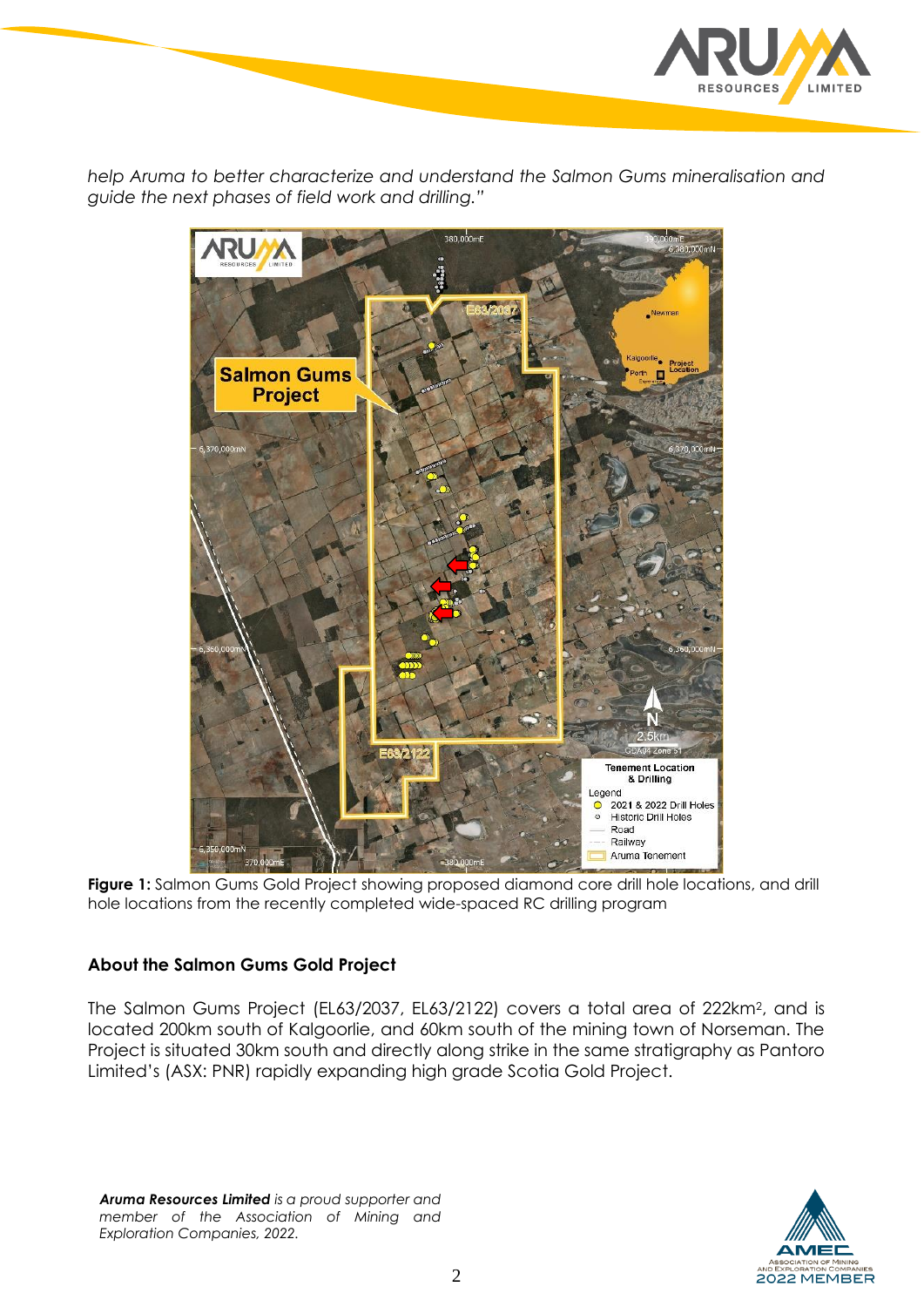*help Aruma to better characterize and understand the Salmon Gums mineralisation and guide the next phases of field work and drilling."*

**Figure 1:** Salmon Gums Gold Project showing proposed diamond core drill hole locations, and drill hole locations from the recently completed wide-spaced RC drilling program

## About the Salmon Gums Gold Project

The Salmon Gums Project (EL63/2037, EL63/2122) covers a total area of 222km$^2$, and is located 200km south of Kalgoorlie, and 60km south of the mining town of Norseman. The Project is situated 30km south and directly along strike in the same stratigraphy as Pantoro Limited's (ASX: PNR) rapidly expanding high grade Scotia Gold Project.

***Aruma Resources Limited** is a proud supporter and member of the Association of Mining and Exploration Companies, 2022.*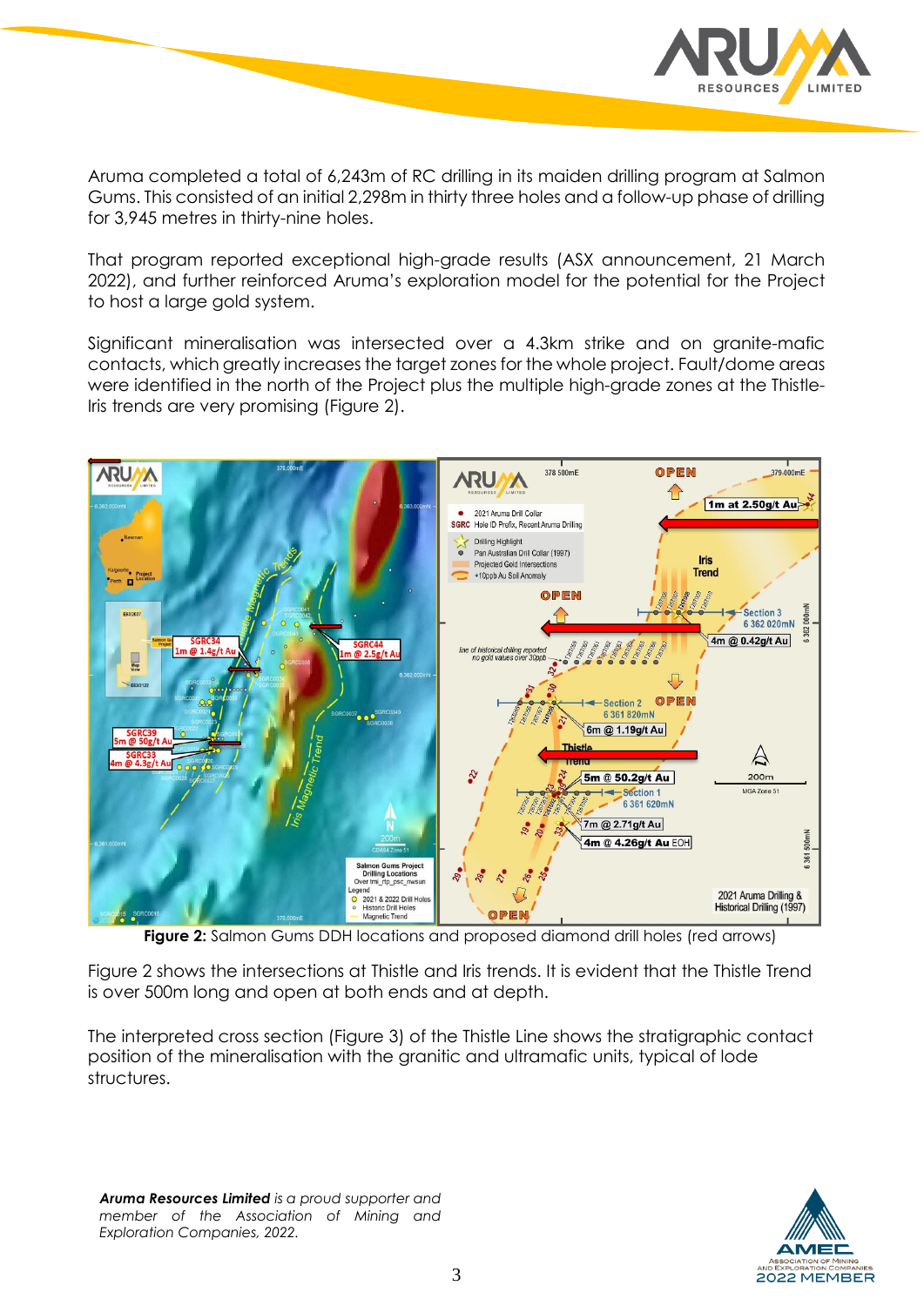Aruma completed a total of 6,243m of RC drilling in its maiden drilling program at Salmon Gums. This consisted of an initial 2,298m in thirty three holes and a follow-up phase of drilling for 3,945 metres in thirty-nine holes.

That program reported exceptional high-grade results (ASX announcement, 21 March 2022), and further reinforced Aruma's exploration model for the potential for the Project to host a large gold system.

Significant mineralisation was intersected over a 4.3km strike and on granite-mafic contacts, which greatly increases the target zones for the whole project. Fault/dome areas were identified in the north of the Project plus the multiple high-grade zones at the Thistle-Iris trends are very promising (Figure 2).

**Figure 2:** Salmon Gums DDH locations and proposed diamond drill holes (red arrows)

Figure 2 shows the intersections at Thistle and Iris trends. It is evident that the Thistle Trend is over 500m long and open at both ends and at depth.

The interpreted cross section (Figure 3) of the Thistle Line shows the stratigraphic contact position of the mineralisation with the granitic and ultramafic units, typical of lode structures.

***Aruma Resources Limited** is a proud supporter and member of the Association of Mining and Exploration Companies, 2022.*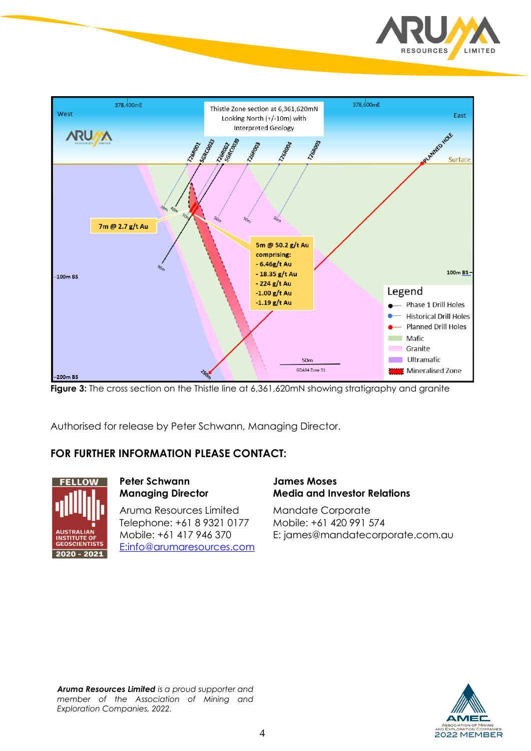**Figure 3:** The cross section on the Thistle line at 6,361,620mN showing stratigraphy and granite

Authorised for release by Peter Schwann, Managing Director.

## FOR FURTHER INFORMATION PLEASE CONTACT:

**Peter Schwann**
**Managing Director**

Aruma Resources Limited
Telephone: +61 8 9321 0177
Mobile: +61 417 946 370
E:info@arumaresources.com

**James Moses**
**Media and Investor Relations**

Mandate Corporate
Mobile: +61 420 991 574
E: james@mandatecorporate.com.au

***Aruma Resources Limited** is a proud supporter and member of the Association of Mining and Exploration Companies, 2022.*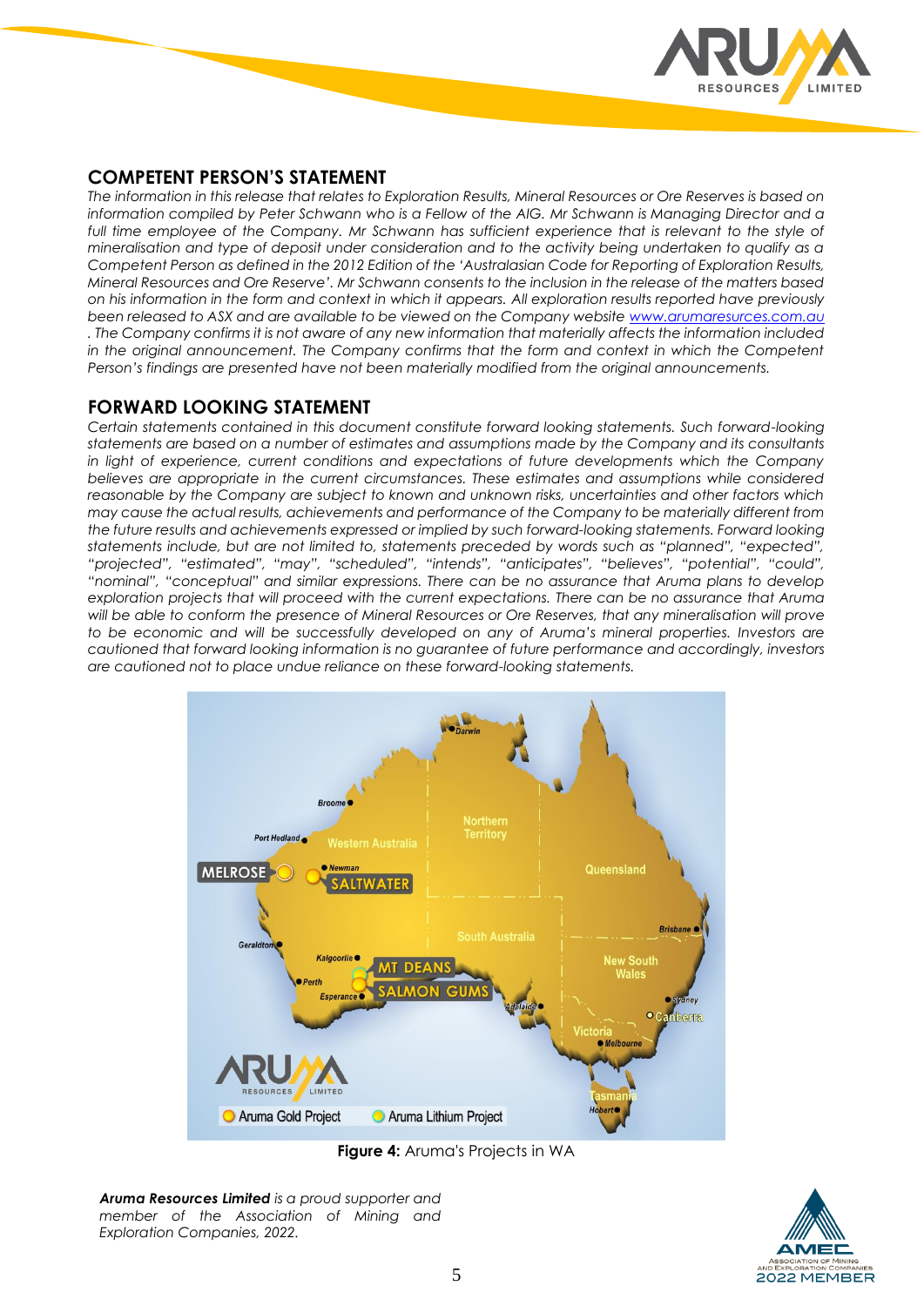## COMPETENT PERSON'S STATEMENT

*The information in this release that relates to Exploration Results, Mineral Resources or Ore Reserves is based on information compiled by Peter Schwann who is a Fellow of the AIG. Mr Schwann is Managing Director and a full time employee of the Company. Mr Schwann has sufficient experience that is relevant to the style of mineralisation and type of deposit under consideration and to the activity being undertaken to qualify as a Competent Person as defined in the 2012 Edition of the 'Australasian Code for Reporting of Exploration Results, Mineral Resources and Ore Reserve'. Mr Schwann consents to the inclusion in the release of the matters based on his information in the form and context in which it appears. All exploration results reported have previously been released to ASX and are available to be viewed on the Company website [www.arumaresurces.com.au](www.arumaresurces.com.au) . The Company confirms it is not aware of any new information that materially affects the information included in the original announcement. The Company confirms that the form and context in which the Competent Person's findings are presented have not been materially modified from the original announcements.*

## FORWARD LOOKING STATEMENT

*Certain statements contained in this document constitute forward looking statements. Such forward-looking statements are based on a number of estimates and assumptions made by the Company and its consultants in light of experience, current conditions and expectations of future developments which the Company believes are appropriate in the current circumstances. These estimates and assumptions while considered reasonable by the Company are subject to known and unknown risks, uncertainties and other factors which may cause the actual results, achievements and performance of the Company to be materially different from the future results and achievements expressed or implied by such forward-looking statements. Forward looking statements include, but are not limited to, statements preceded by words such as "planned", "expected", "projected", "estimated", "may", "scheduled", "intends", "anticipates", "believes", "potential", "could", "nominal", "conceptual" and similar expressions. There can be no assurance that Aruma plans to develop exploration projects that will proceed with the current expectations. There can be no assurance that Aruma will be able to conform the presence of Mineral Resources or Ore Reserves, that any mineralisation will prove to be economic and will be successfully developed on any of Aruma's mineral properties. Investors are cautioned that forward looking information is no guarantee of future performance and accordingly, investors are cautioned not to place undue reliance on these forward-looking statements.*

Darwin
Broome
Port Hedland
Western Australia
Northern Territory
MELROSE
Newman
SALTWATER
Queensland
Geraldton
South Australia
Brisbane
Kalgoorlie
MT DEANS
Perth
Esperance
SALMON GUMS
Adelaide
New South Wales
Sydney
Canberra
Victoria
Melbourne
Tasmania
Hobart
ARUMA RESOURCES LIMITED
Aruma Gold Project
Aruma Lithium Project

**Figure 4:** Aruma's Projects in WA

***Aruma Resources Limited** is a proud supporter and member of the Association of Mining and Exploration Companies, 2022.*

AMEC ASSOCIATION OF MINING AND EXPLORATION COMPANIES 2022 MEMBER